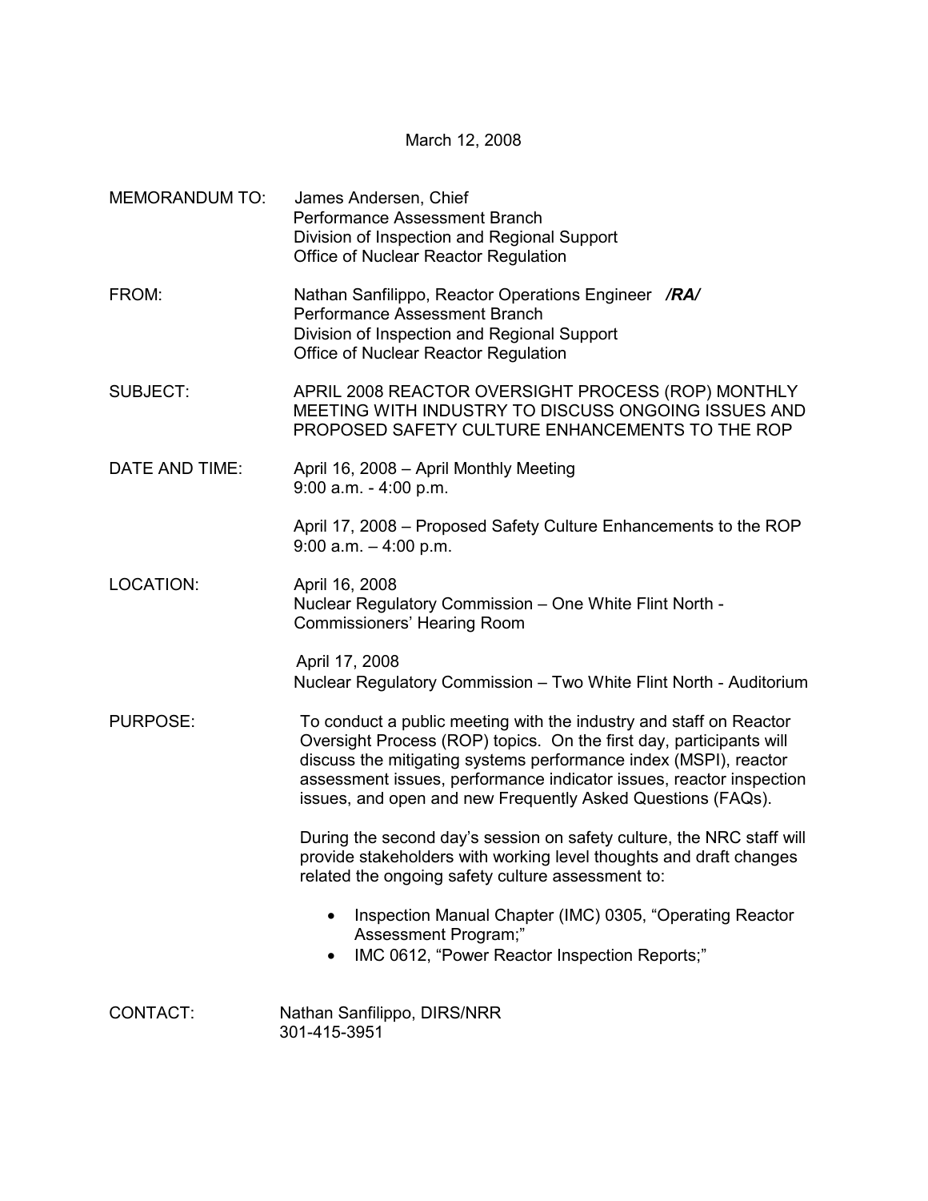March 12, 2008

MEMORANDUM TO: James Andersen, Chief
Performance Assessment Branch
Division of Inspection and Regional Support
Office of Nuclear Reactor Regulation

FROM: Nathan Sanfilippo, Reactor Operations Engineer ***/RA/***
Performance Assessment Branch
Division of Inspection and Regional Support
Office of Nuclear Reactor Regulation

SUBJECT: APRIL 2008 REACTOR OVERSIGHT PROCESS (ROP) MONTHLY MEETING WITH INDUSTRY TO DISCUSS ONGOING ISSUES AND PROPOSED SAFETY CULTURE ENHANCEMENTS TO THE ROP

DATE AND TIME: April 16, 2008 – April Monthly Meeting
9:00 a.m. - 4:00 p.m.

April 17, 2008 – Proposed Safety Culture Enhancements to the ROP
9:00 a.m. – 4:00 p.m.

LOCATION: April 16, 2008
Nuclear Regulatory Commission – One White Flint North - Commissioners' Hearing Room

April 17, 2008
Nuclear Regulatory Commission – Two White Flint North - Auditorium

PURPOSE: To conduct a public meeting with the industry and staff on Reactor Oversight Process (ROP) topics. On the first day, participants will discuss the mitigating systems performance index (MSPI), reactor assessment issues, performance indicator issues, reactor inspection issues, and open and new Frequently Asked Questions (FAQs).

During the second day's session on safety culture, the NRC staff will provide stakeholders with working level thoughts and draft changes related the ongoing safety culture assessment to:

- Inspection Manual Chapter (IMC) 0305, "Operating Reactor Assessment Program;"
- IMC 0612, "Power Reactor Inspection Reports;"

CONTACT: Nathan Sanfilippo, DIRS/NRR
301-415-3951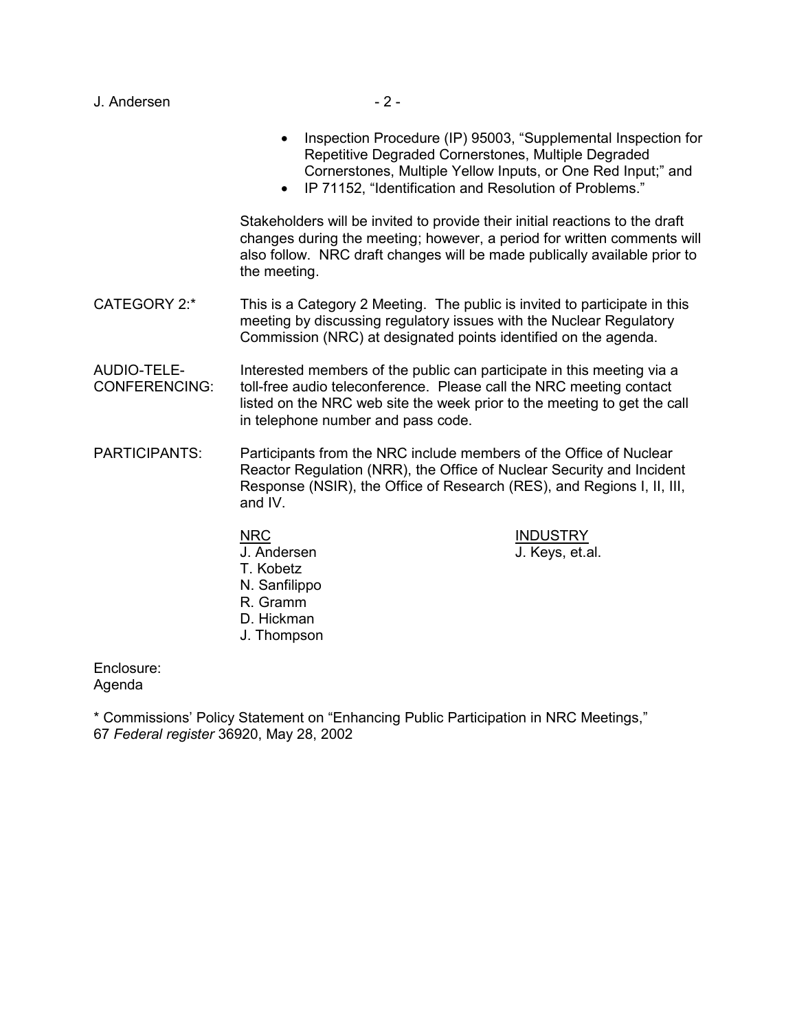- Inspection Procedure (IP) 95003, "Supplemental Inspection for Repetitive Degraded Cornerstones, Multiple Degraded Cornerstones, Multiple Yellow Inputs, or One Red Input;" and
- IP 71152, "Identification and Resolution of Problems."

Stakeholders will be invited to provide their initial reactions to the draft changes during the meeting; however, a period for written comments will also follow. NRC draft changes will be made publically available prior to the meeting.

CATEGORY 2:* This is a Category 2 Meeting. The public is invited to participate in this meeting by discussing regulatory issues with the Nuclear Regulatory Commission (NRC) at designated points identified on the agenda.

AUDIO-TELE-CONFERENCING: Interested members of the public can participate in this meeting via a toll-free audio teleconference. Please call the NRC meeting contact listed on the NRC web site the week prior to the meeting to get the call in telephone number and pass code.

PARTICIPANTS: Participants from the NRC include members of the Office of Nuclear Reactor Regulation (NRR), the Office of Nuclear Security and Incident Response (NSIR), the Office of Research (RES), and Regions I, II, III, and IV.

| NRC | INDUSTRY |
|---|---|
| J. Andersen | J. Keys, et.al. |
| T. Kobetz | |
| N. Sanfilippo | |
| R. Gramm | |
| D. Hickman | |
| J. Thompson | |

Enclosure:
Agenda

\* Commissions' Policy Statement on "Enhancing Public Participation in NRC Meetings," 67 *Federal register* 36920, May 28, 2002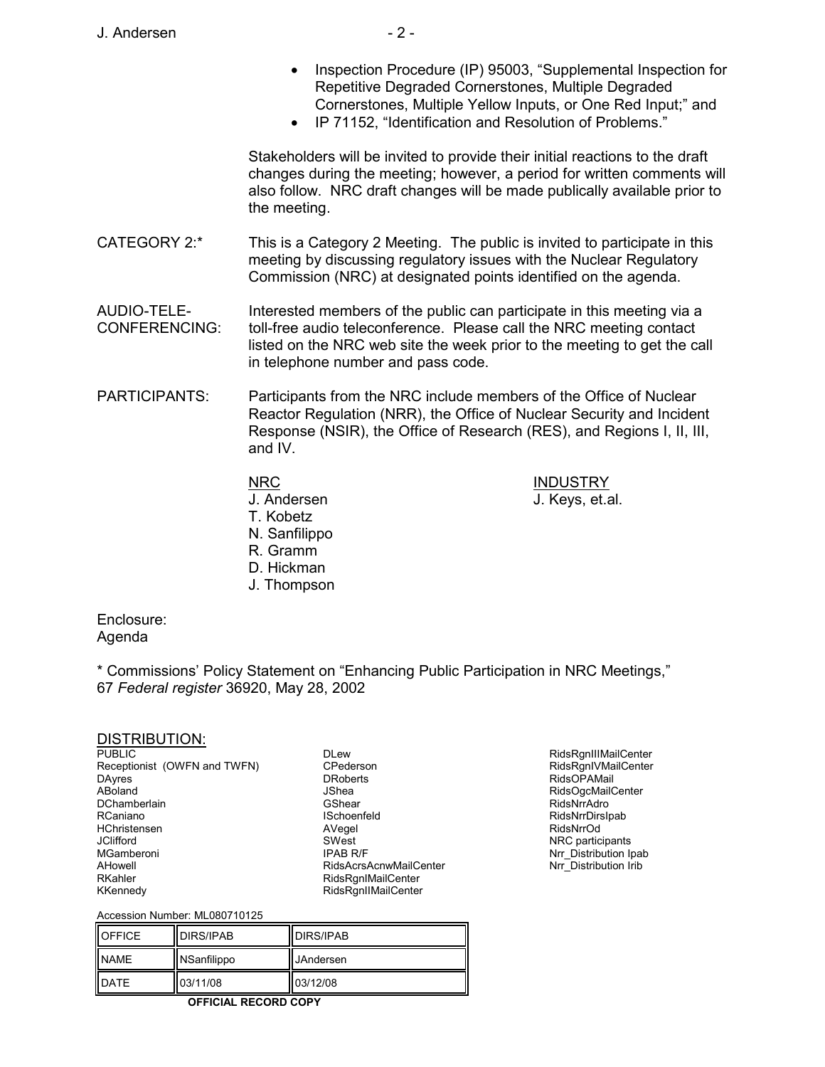- Inspection Procedure (IP) 95003, "Supplemental Inspection for Repetitive Degraded Cornerstones, Multiple Degraded Cornerstones, Multiple Yellow Inputs, or One Red Input;" and
- IP 71152, "Identification and Resolution of Problems."

Stakeholders will be invited to provide their initial reactions to the draft changes during the meeting; however, a period for written comments will also follow. NRC draft changes will be made publically available prior to the meeting.

CATEGORY 2:* This is a Category 2 Meeting. The public is invited to participate in this meeting by discussing regulatory issues with the Nuclear Regulatory Commission (NRC) at designated points identified on the agenda.

AUDIO-TELE-CONFERENCING: Interested members of the public can participate in this meeting via a toll-free audio teleconference. Please call the NRC meeting contact listed on the NRC web site the week prior to the meeting to get the call in telephone number and pass code.

PARTICIPANTS: Participants from the NRC include members of the Office of Nuclear Reactor Regulation (NRR), the Office of Nuclear Security and Incident Response (NSIR), the Office of Research (RES), and Regions I, II, III, and IV.

| NRC | INDUSTRY |
|---|---|
| J. Andersen | J. Keys, et.al. |
| T. Kobetz | |
| N. Sanfilippo | |
| R. Gramm | |
| D. Hickman | |
| J. Thompson | |

Enclosure:
Agenda

\* Commissions' Policy Statement on "Enhancing Public Participation in NRC Meetings," 67 *Federal register* 36920, May 28, 2002

DISTRIBUTION:

PUBLIC
Receptionist (OWFN and TWFN)
DAyres
ABoland
DChamberlain
RCaniano
HChristensen
JClifford
MGamberoni
AHowell
RKahler
KKennedy
DLew
CPederson
DRoberts
JShea
GShear
ISchoenfeld
AVegel
SWest
IPAB R/F
RidsAcrsAcnwMailCenter
RidsRgnIMailCenter
RidsRgnIIMailCenter
RidsRgnIIIMailCenter
RidsRgnIVMailCenter
RidsOPAMail
RidsOgcMailCenter
RidsNrrAdro
RidsNrrDirsIpab
RidsNrrOd
NRC participants
Nrr_Distribution Ipab
Nrr_Distribution Irib

Accession Number: ML080710125

| OFFICE | DIRS/IPAB | DIRS/IPAB |
|---|---|---|
| NAME | NSanfilippo | JAndersen |
| DATE | 03/11/08 | 03/12/08 |

**OFFICIAL RECORD COPY**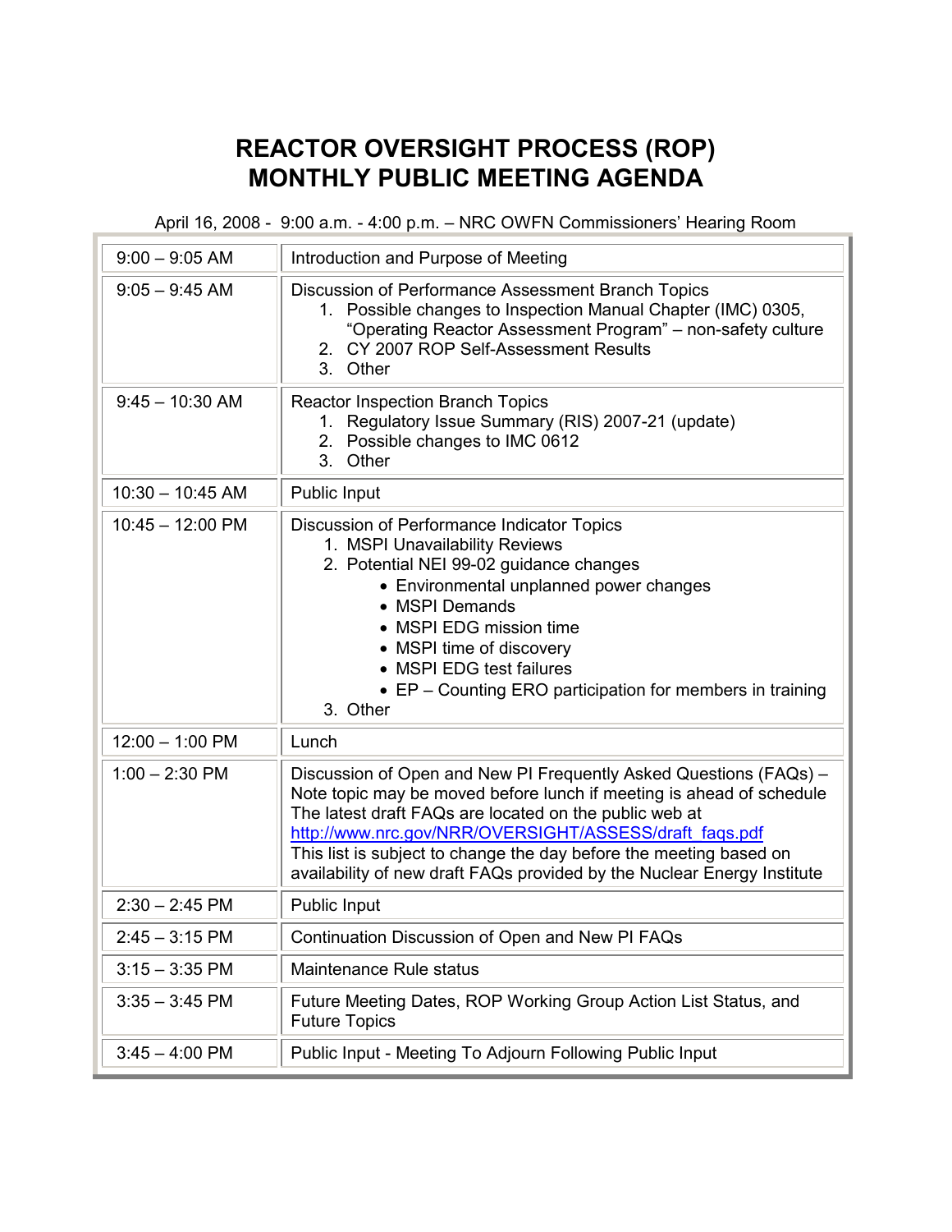# REACTOR OVERSIGHT PROCESS (ROP) MONTHLY PUBLIC MEETING AGENDA

April 16, 2008 - 9:00 a.m. - 4:00 p.m. – NRC OWFN Commissioners' Hearing Room

| Time | Topic |
|---|---|
| 9:00 – 9:05 AM | Introduction and Purpose of Meeting |
| 9:05 – 9:45 AM | Discussion of Performance Assessment Branch Topics<br>1. Possible changes to Inspection Manual Chapter (IMC) 0305, "Operating Reactor Assessment Program" – non-safety culture<br>2. CY 2007 ROP Self-Assessment Results<br>3. Other |
| 9:45 – 10:30 AM | Reactor Inspection Branch Topics<br>1. Regulatory Issue Summary (RIS) 2007-21 (update)<br>2. Possible changes to IMC 0612<br>3. Other |
| 10:30 – 10:45 AM | Public Input |
| 10:45 – 12:00 PM | Discussion of Performance Indicator Topics<br>1. MSPI Unavailability Reviews<br>2. Potential NEI 99-02 guidance changes<br>• Environmental unplanned power changes<br>• MSPI Demands<br>• MSPI EDG mission time<br>• MSPI time of discovery<br>• MSPI EDG test failures<br>• EP – Counting ERO participation for members in training<br>3. Other |
| 12:00 – 1:00 PM | Lunch |
| 1:00 – 2:30 PM | Discussion of Open and New PI Frequently Asked Questions (FAQs) – Note topic may be moved before lunch if meeting is ahead of schedule The latest draft FAQs are located on the public web at http://www.nrc.gov/NRR/OVERSIGHT/ASSESS/draft_faqs.pdf This list is subject to change the day before the meeting based on availability of new draft FAQs provided by the Nuclear Energy Institute |
| 2:30 – 2:45 PM | Public Input |
| 2:45 – 3:15 PM | Continuation Discussion of Open and New PI FAQs |
| 3:15 – 3:35 PM | Maintenance Rule status |
| 3:35 – 3:45 PM | Future Meeting Dates, ROP Working Group Action List Status, and Future Topics |
| 3:45 – 4:00 PM | Public Input - Meeting To Adjourn Following Public Input |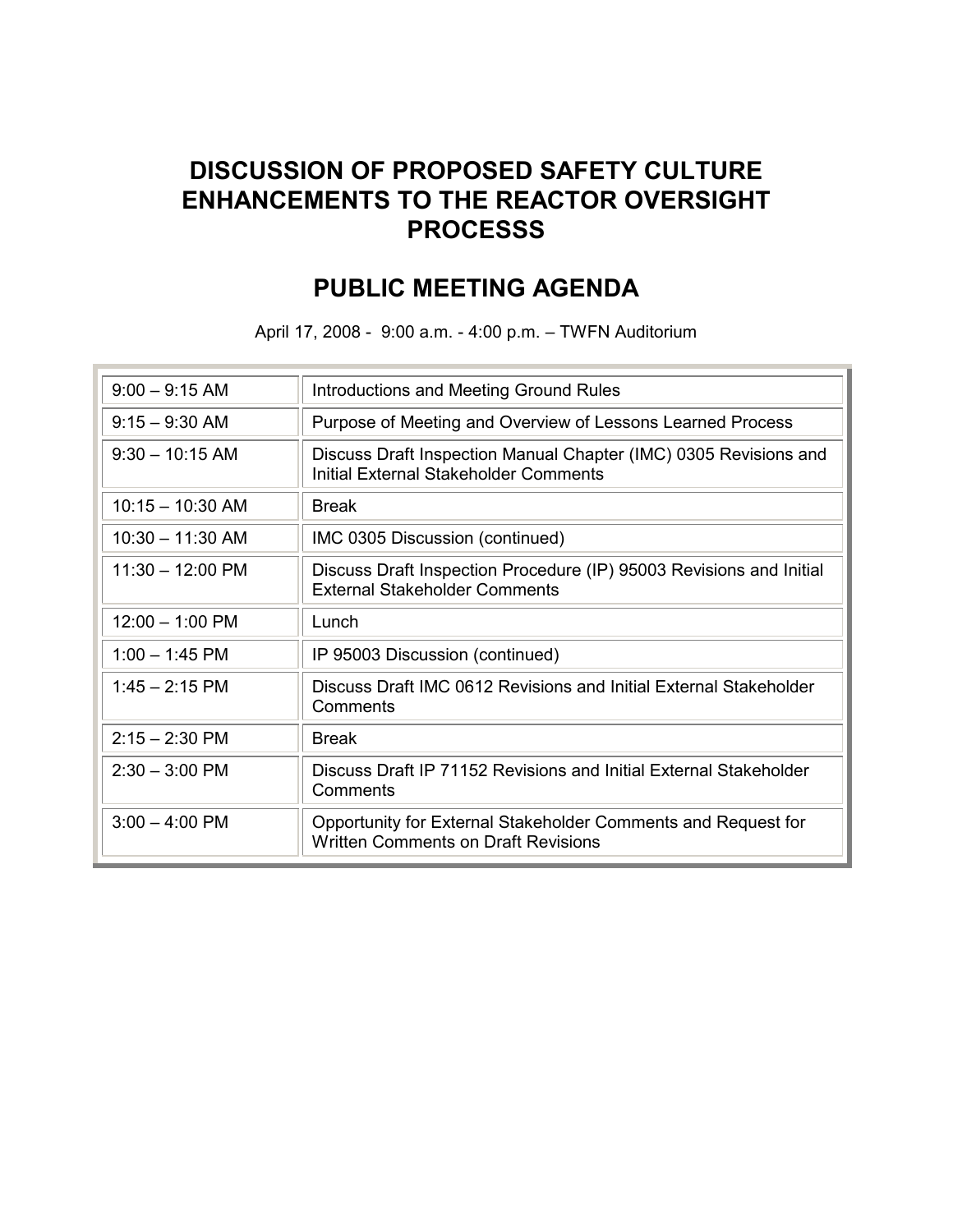# DISCUSSION OF PROPOSED SAFETY CULTURE ENHANCEMENTS TO THE REACTOR OVERSIGHT PROCESSS

## PUBLIC MEETING AGENDA

April 17, 2008 - 9:00 a.m. - 4:00 p.m. – TWFN Auditorium

| | |
|---|---|
| 9:00 – 9:15 AM | Introductions and Meeting Ground Rules |
| 9:15 – 9:30 AM | Purpose of Meeting and Overview of Lessons Learned Process |
| 9:30 – 10:15 AM | Discuss Draft Inspection Manual Chapter (IMC) 0305 Revisions and Initial External Stakeholder Comments |
| 10:15 – 10:30 AM | Break |
| 10:30 – 11:30 AM | IMC 0305 Discussion (continued) |
| 11:30 – 12:00 PM | Discuss Draft Inspection Procedure (IP) 95003 Revisions and Initial External Stakeholder Comments |
| 12:00 – 1:00 PM | Lunch |
| 1:00 – 1:45 PM | IP 95003 Discussion (continued) |
| 1:45 – 2:15 PM | Discuss Draft IMC 0612 Revisions and Initial External Stakeholder Comments |
| 2:15 – 2:30 PM | Break |
| 2:30 – 3:00 PM | Discuss Draft IP 71152 Revisions and Initial External Stakeholder Comments |
| 3:00 – 4:00 PM | Opportunity for External Stakeholder Comments and Request for Written Comments on Draft Revisions |